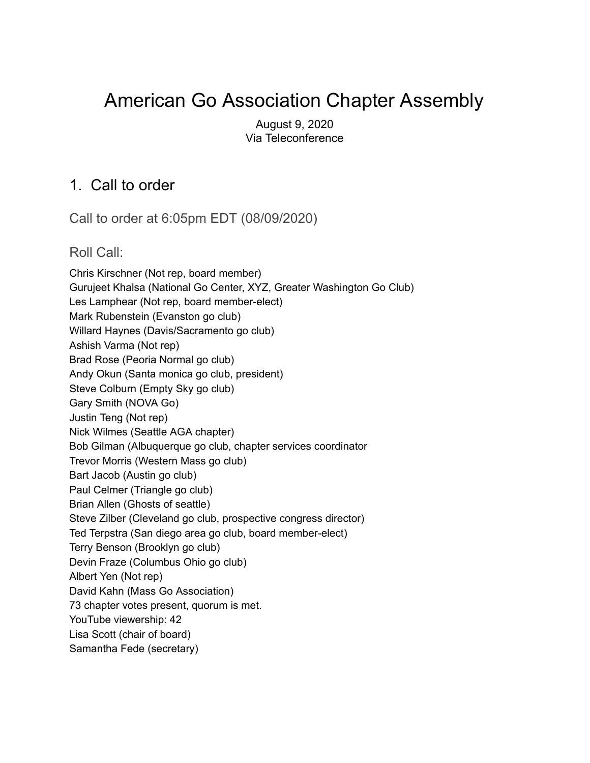# American Go Association Chapter Assembly

August 9, 2020
Via Teleconference

## 1. Call to order

### Call to order at 6:05pm EDT (08/09/2020)

### Roll Call:

Chris Kirschner (Not rep, board member)
Gurujeet Khalsa (National Go Center, XYZ, Greater Washington Go Club)
Les Lamphear (Not rep, board member-elect)
Mark Rubenstein (Evanston go club)
Willard Haynes (Davis/Sacramento go club)
Ashish Varma (Not rep)
Brad Rose (Peoria Normal go club)
Andy Okun (Santa monica go club, president)
Steve Colburn (Empty Sky go club)
Gary Smith (NOVA Go)
Justin Teng (Not rep)
Nick Wilmes (Seattle AGA chapter)
Bob Gilman (Albuquerque go club, chapter services coordinator
Trevor Morris (Western Mass go club)
Bart Jacob (Austin go club)
Paul Celmer (Triangle go club)
Brian Allen (Ghosts of seattle)
Steve Zilber (Cleveland go club, prospective congress director)
Ted Terpstra (San diego area go club, board member-elect)
Terry Benson (Brooklyn go club)
Devin Fraze (Columbus Ohio go club)
Albert Yen (Not rep)
David Kahn (Mass Go Association)
73 chapter votes present, quorum is met.
YouTube viewership: 42
Lisa Scott (chair of board)
Samantha Fede (secretary)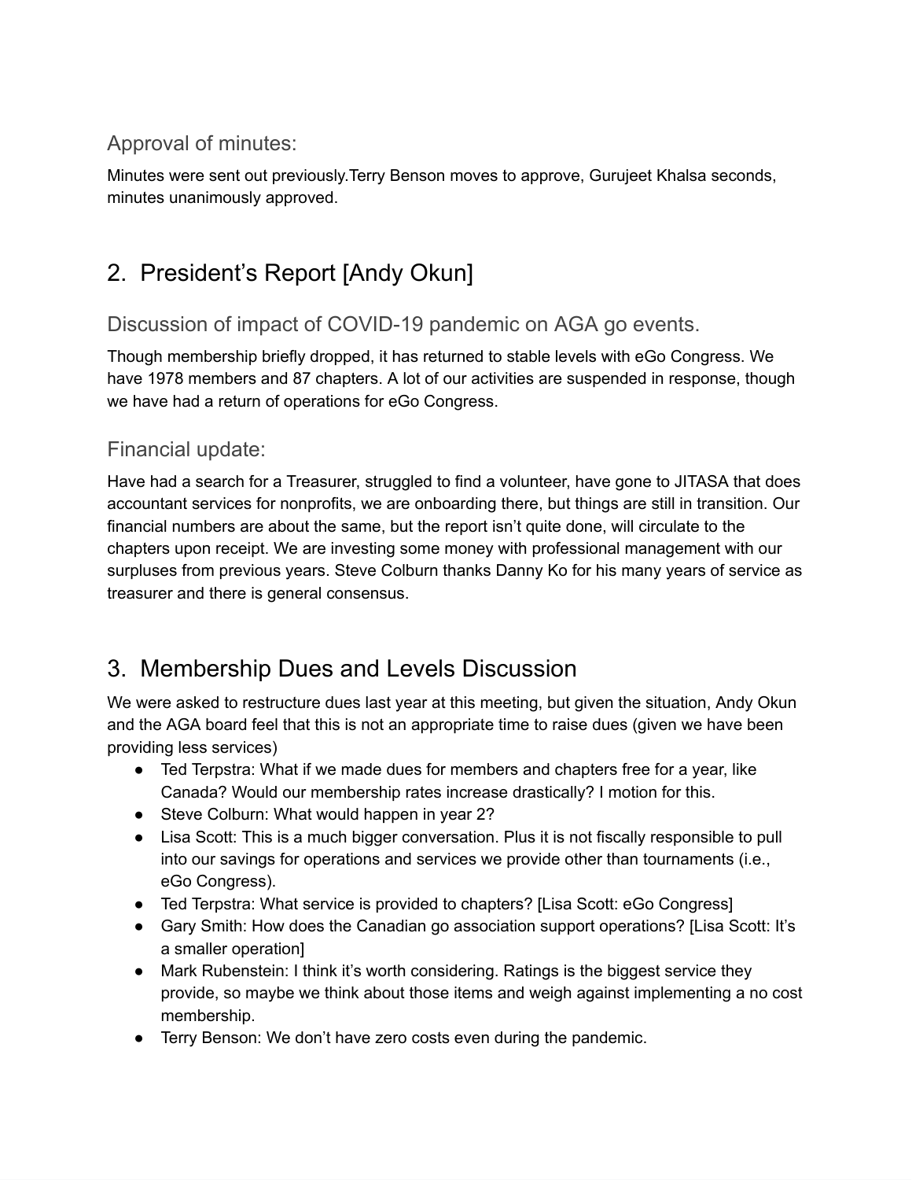### Approval of minutes:

Minutes were sent out previously.Terry Benson moves to approve, Gurujeet Khalsa seconds, minutes unanimously approved.

## 2. President's Report [Andy Okun]

### Discussion of impact of COVID-19 pandemic on AGA go events.

Though membership briefly dropped, it has returned to stable levels with eGo Congress. We have 1978 members and 87 chapters. A lot of our activities are suspended in response, though we have had a return of operations for eGo Congress.

### Financial update:

Have had a search for a Treasurer, struggled to find a volunteer, have gone to JITASA that does accountant services for nonprofits, we are onboarding there, but things are still in transition. Our financial numbers are about the same, but the report isn't quite done, will circulate to the chapters upon receipt. We are investing some money with professional management with our surpluses from previous years. Steve Colburn thanks Danny Ko for his many years of service as treasurer and there is general consensus.

## 3. Membership Dues and Levels Discussion

We were asked to restructure dues last year at this meeting, but given the situation, Andy Okun and the AGA board feel that this is not an appropriate time to raise dues (given we have been providing less services)

- Ted Terpstra: What if we made dues for members and chapters free for a year, like Canada? Would our membership rates increase drastically? I motion for this.
- Steve Colburn: What would happen in year 2?
- Lisa Scott: This is a much bigger conversation. Plus it is not fiscally responsible to pull into our savings for operations and services we provide other than tournaments (i.e., eGo Congress).
- Ted Terpstra: What service is provided to chapters? [Lisa Scott: eGo Congress]
- Gary Smith: How does the Canadian go association support operations? [Lisa Scott: It's a smaller operation]
- Mark Rubenstein: I think it's worth considering. Ratings is the biggest service they provide, so maybe we think about those items and weigh against implementing a no cost membership.
- Terry Benson: We don't have zero costs even during the pandemic.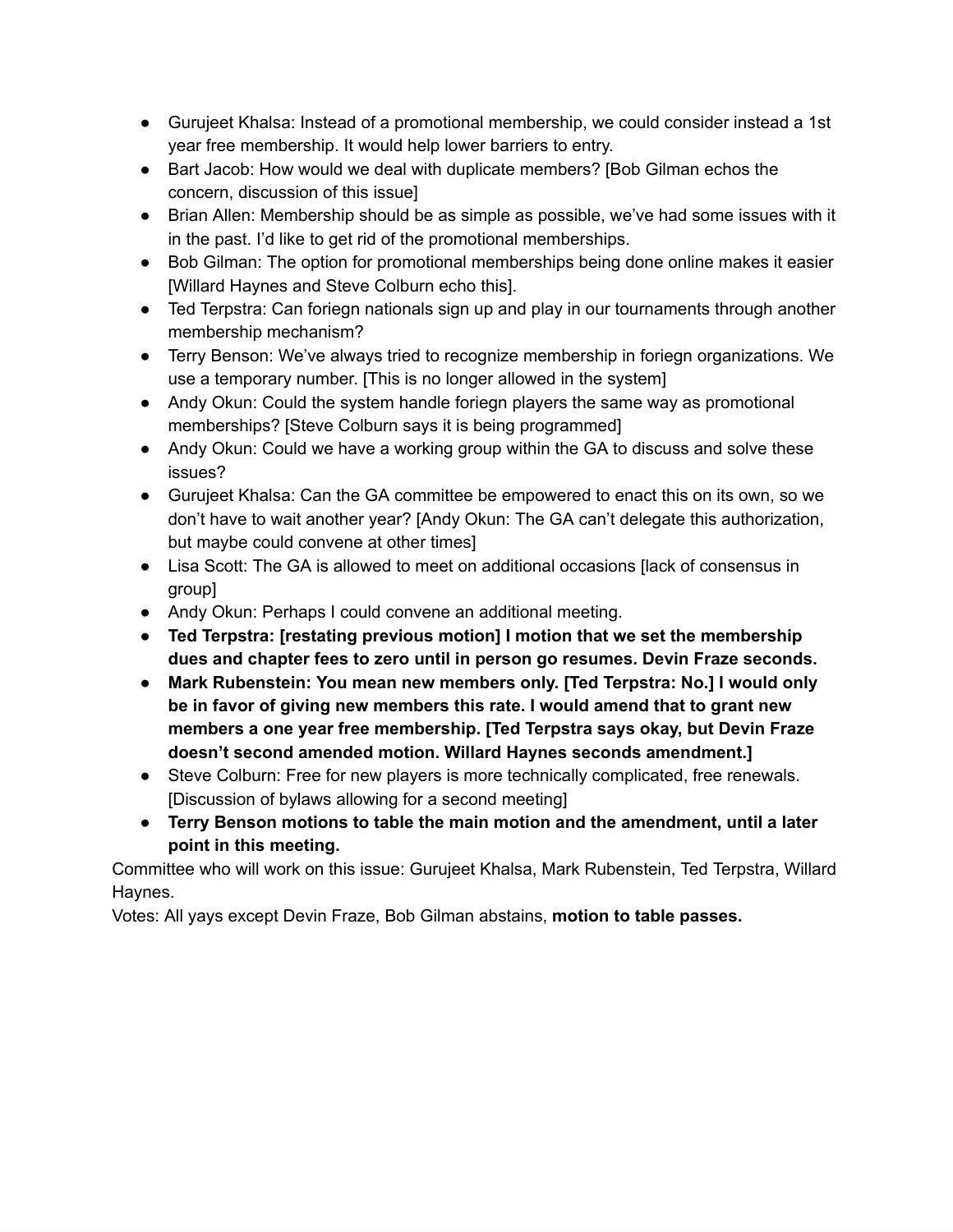- Gurujeet Khalsa: Instead of a promotional membership, we could consider instead a 1st year free membership. It would help lower barriers to entry.
- Bart Jacob: How would we deal with duplicate members? [Bob Gilman echos the concern, discussion of this issue]
- Brian Allen: Membership should be as simple as possible, we've had some issues with it in the past. I'd like to get rid of the promotional memberships.
- Bob Gilman: The option for promotional memberships being done online makes it easier [Willard Haynes and Steve Colburn echo this].
- Ted Terpstra: Can foriegn nationals sign up and play in our tournaments through another membership mechanism?
- Terry Benson: We've always tried to recognize membership in foriegn organizations. We use a temporary number. [This is no longer allowed in the system]
- Andy Okun: Could the system handle foriegn players the same way as promotional memberships? [Steve Colburn says it is being programmed]
- Andy Okun: Could we have a working group within the GA to discuss and solve these issues?
- Gurujeet Khalsa: Can the GA committee be empowered to enact this on its own, so we don't have to wait another year? [Andy Okun: The GA can't delegate this authorization, but maybe could convene at other times]
- Lisa Scott: The GA is allowed to meet on additional occasions [lack of consensus in group]
- Andy Okun: Perhaps I could convene an additional meeting.
- **Ted Terpstra: [restating previous motion] I motion that we set the membership dues and chapter fees to zero until in person go resumes. Devin Fraze seconds.**
- **Mark Rubenstein: You mean new members only. [Ted Terpstra: No.] I would only be in favor of giving new members this rate. I would amend that to grant new members a one year free membership. [Ted Terpstra says okay, but Devin Fraze doesn't second amended motion. Willard Haynes seconds amendment.]**
- Steve Colburn: Free for new players is more technically complicated, free renewals. [Discussion of bylaws allowing for a second meeting]
- **Terry Benson motions to table the main motion and the amendment, until a later point in this meeting.**

Committee who will work on this issue: Gurujeet Khalsa, Mark Rubenstein, Ted Terpstra, Willard Haynes.

Votes: All yays except Devin Fraze, Bob Gilman abstains, **motion to table passes.**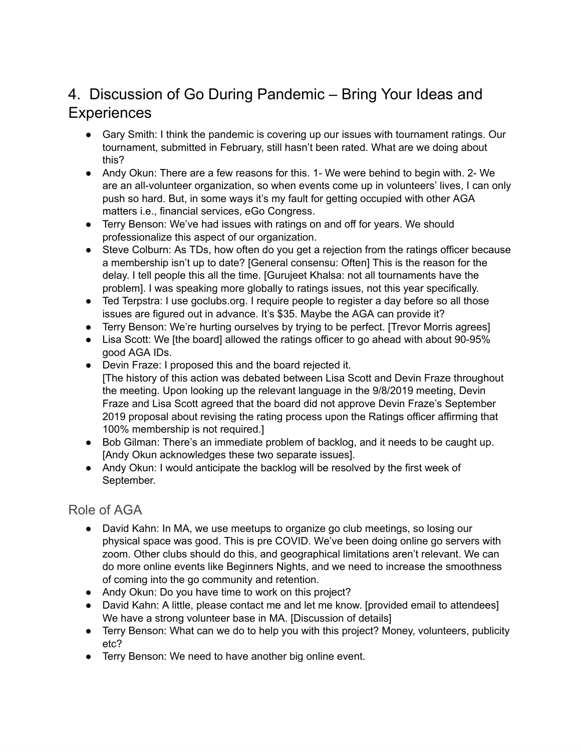# 4. Discussion of Go During Pandemic – Bring Your Ideas and Experiences

- Gary Smith: I think the pandemic is covering up our issues with tournament ratings. Our tournament, submitted in February, still hasn't been rated. What are we doing about this?
- Andy Okun: There are a few reasons for this. 1- We were behind to begin with. 2- We are an all-volunteer organization, so when events come up in volunteers' lives, I can only push so hard. But, in some ways it's my fault for getting occupied with other AGA matters i.e., financial services, eGo Congress.
- Terry Benson: We've had issues with ratings on and off for years. We should professionalize this aspect of our organization.
- Steve Colburn: As TDs, how often do you get a rejection from the ratings officer because a membership isn't up to date? [General consensu: Often] This is the reason for the delay. I tell people this all the time. [Gurujeet Khalsa: not all tournaments have the problem]. I was speaking more globally to ratings issues, not this year specifically.
- Ted Terpstra: I use goclubs.org. I require people to register a day before so all those issues are figured out in advance. It's $35. Maybe the AGA can provide it?
- Terry Benson: We're hurting ourselves by trying to be perfect. [Trevor Morris agrees]
- Lisa Scott: We [the board] allowed the ratings officer to go ahead with about 90-95% good AGA IDs.
- Devin Fraze: I proposed this and the board rejected it.
  [The history of this action was debated between Lisa Scott and Devin Fraze throughout the meeting. Upon looking up the relevant language in the 9/8/2019 meeting, Devin Fraze and Lisa Scott agreed that the board did not approve Devin Fraze's September 2019 proposal about revising the rating process upon the Ratings officer affirming that 100% membership is not required.]
- Bob Gilman: There's an immediate problem of backlog, and it needs to be caught up. [Andy Okun acknowledges these two separate issues].
- Andy Okun: I would anticipate the backlog will be resolved by the first week of September.

## Role of AGA

- David Kahn: In MA, we use meetups to organize go club meetings, so losing our physical space was good. This is pre COVID. We've been doing online go servers with zoom. Other clubs should do this, and geographical limitations aren't relevant. We can do more online events like Beginners Nights, and we need to increase the smoothness of coming into the go community and retention.
- Andy Okun: Do you have time to work on this project?
- David Kahn: A little, please contact me and let me know. [provided email to attendees] We have a strong volunteer base in MA. [Discussion of details]
- Terry Benson: What can we do to help you with this project? Money, volunteers, publicity etc?
- Terry Benson: We need to have another big online event.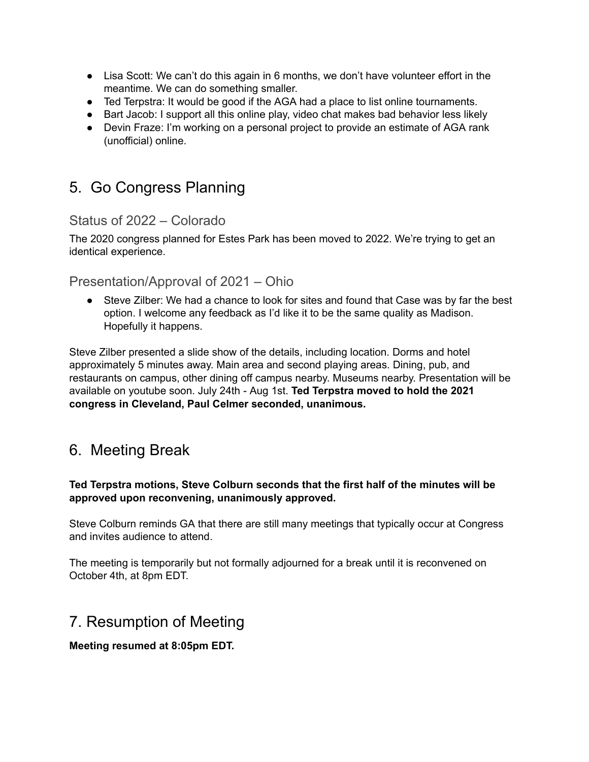- Lisa Scott: We can't do this again in 6 months, we don't have volunteer effort in the meantime. We can do something smaller.
- Ted Terpstra: It would be good if the AGA had a place to list online tournaments.
- Bart Jacob: I support all this online play, video chat makes bad behavior less likely
- Devin Fraze: I'm working on a personal project to provide an estimate of AGA rank (unofficial) online.

# 5. Go Congress Planning

## Status of 2022 – Colorado

The 2020 congress planned for Estes Park has been moved to 2022. We're trying to get an identical experience.

## Presentation/Approval of 2021 – Ohio

- Steve Zilber: We had a chance to look for sites and found that Case was by far the best option. I welcome any feedback as I'd like it to be the same quality as Madison. Hopefully it happens.

Steve Zilber presented a slide show of the details, including location. Dorms and hotel approximately 5 minutes away. Main area and second playing areas. Dining, pub, and restaurants on campus, other dining off campus nearby. Museums nearby. Presentation will be available on youtube soon. July 24th - Aug 1st. **Ted Terpstra moved to hold the 2021 congress in Cleveland, Paul Celmer seconded, unanimous.**

# 6. Meeting Break

**Ted Terpstra motions, Steve Colburn seconds that the first half of the minutes will be approved upon reconvening, unanimously approved.**

Steve Colburn reminds GA that there are still many meetings that typically occur at Congress and invites audience to attend.

The meeting is temporarily but not formally adjourned for a break until it is reconvened on October 4th, at 8pm EDT.

# 7. Resumption of Meeting

**Meeting resumed at 8:05pm EDT.**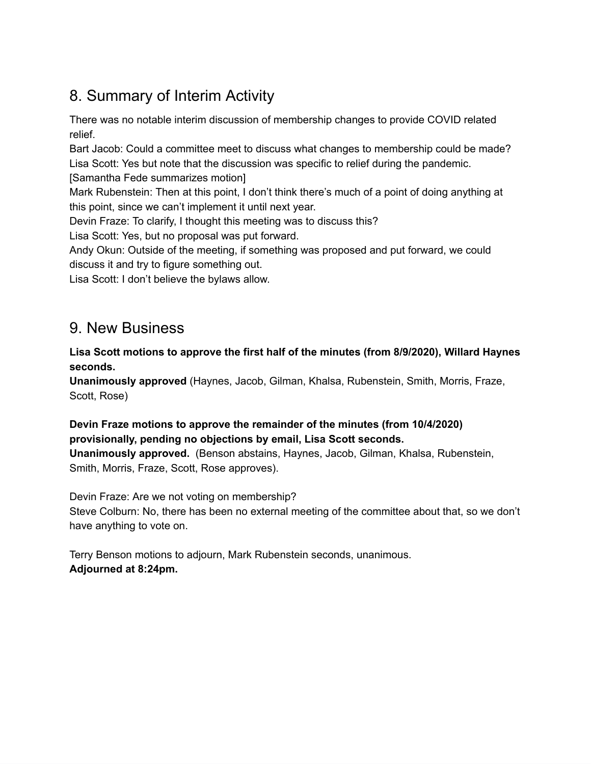## 8. Summary of Interim Activity

There was no notable interim discussion of membership changes to provide COVID related relief.
Bart Jacob: Could a committee meet to discuss what changes to membership could be made?
Lisa Scott: Yes but note that the discussion was specific to relief during the pandemic.
[Samantha Fede summarizes motion]
Mark Rubenstein: Then at this point, I don't think there's much of a point of doing anything at this point, since we can't implement it until next year.
Devin Fraze: To clarify, I thought this meeting was to discuss this?
Lisa Scott: Yes, but no proposal was put forward.
Andy Okun: Outside of the meeting, if something was proposed and put forward, we could discuss it and try to figure something out.
Lisa Scott: I don't believe the bylaws allow.

## 9. New Business

**Lisa Scott motions to approve the first half of the minutes (from 8/9/2020), Willard Haynes seconds.**
**Unanimously approved** (Haynes, Jacob, Gilman, Khalsa, Rubenstein, Smith, Morris, Fraze, Scott, Rose)

**Devin Fraze motions to approve the remainder of the minutes (from 10/4/2020) provisionally, pending no objections by email, Lisa Scott seconds.**
**Unanimously approved.** (Benson abstains, Haynes, Jacob, Gilman, Khalsa, Rubenstein, Smith, Morris, Fraze, Scott, Rose approves).

Devin Fraze: Are we not voting on membership?
Steve Colburn: No, there has been no external meeting of the committee about that, so we don't have anything to vote on.

Terry Benson motions to adjourn, Mark Rubenstein seconds, unanimous.
**Adjourned at 8:24pm.**